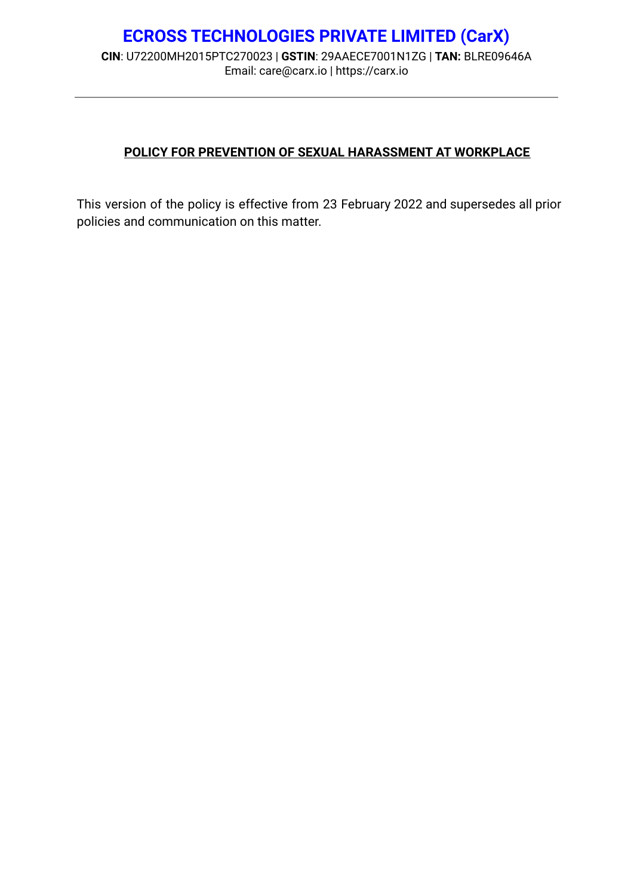# ECROSS TECHNOLOGIES PRIVATE LIMITED (CarX)

**CIN**: U72200MH2015PTC270023 | **GSTIN**: 29AAECE7001N1ZG | **TAN:** BLRE09646A
Email: care@carx.io | https://carx.io

---

## POLICY FOR PREVENTION OF SEXUAL HARASSMENT AT WORKPLACE

This version of the policy is effective from 23 February 2022 and supersedes all prior policies and communication on this matter.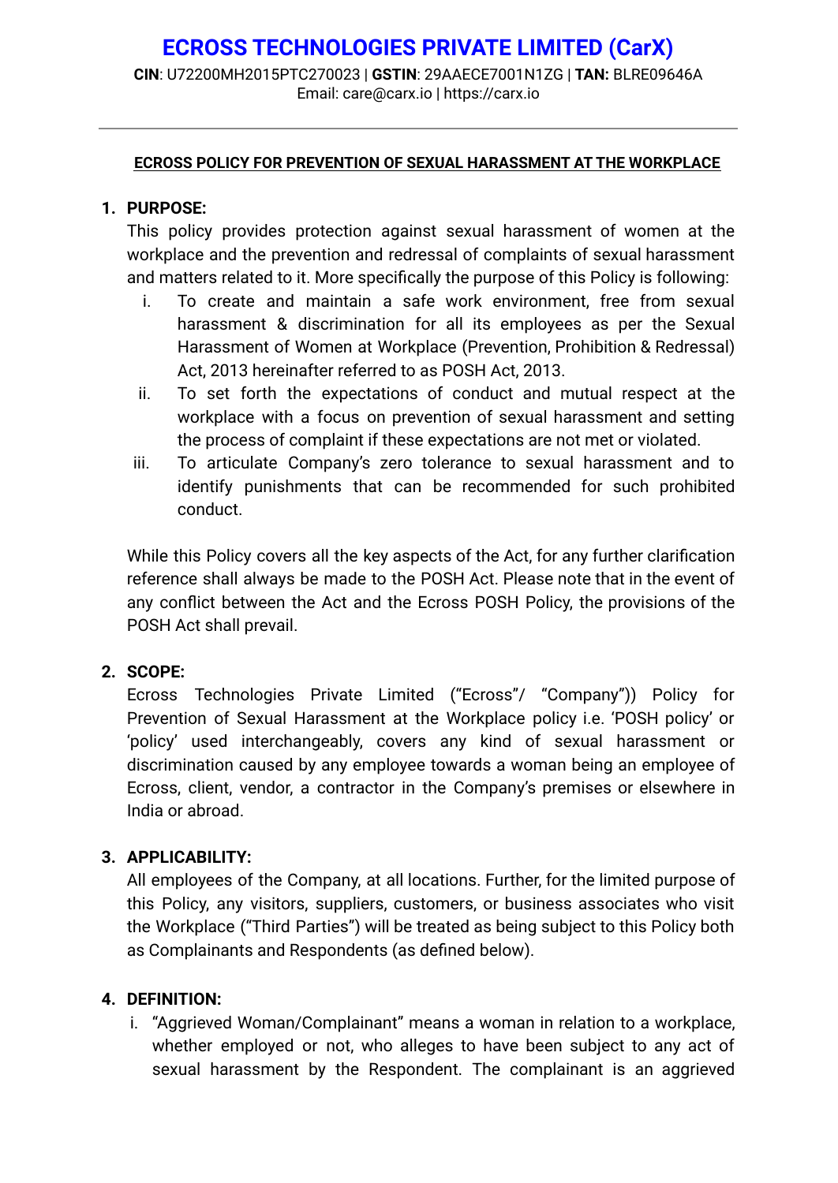# ECROSS TECHNOLOGIES PRIVATE LIMITED (CarX)

**CIN**: U72200MH2015PTC270023 | **GSTIN**: 29AAECE7001N1ZG | **TAN:** BLRE09646A
Email: care@carx.io | https://carx.io

---

**ECROSS POLICY FOR PREVENTION OF SEXUAL HARASSMENT AT THE WORKPLACE**

1. **PURPOSE:**

   This policy provides protection against sexual harassment of women at the workplace and the prevention and redressal of complaints of sexual harassment and matters related to it. More specifically the purpose of this Policy is following:

   i. To create and maintain a safe work environment, free from sexual harassment & discrimination for all its employees as per the Sexual Harassment of Women at Workplace (Prevention, Prohibition & Redressal) Act, 2013 hereinafter referred to as POSH Act, 2013.

   ii. To set forth the expectations of conduct and mutual respect at the workplace with a focus on prevention of sexual harassment and setting the process of complaint if these expectations are not met or violated.

   iii. To articulate Company's zero tolerance to sexual harassment and to identify punishments that can be recommended for such prohibited conduct.

   While this Policy covers all the key aspects of the Act, for any further clarification reference shall always be made to the POSH Act. Please note that in the event of any conflict between the Act and the Ecross POSH Policy, the provisions of the POSH Act shall prevail.

2. **SCOPE:**

   Ecross Technologies Private Limited ("Ecross"/ "Company")) Policy for Prevention of Sexual Harassment at the Workplace policy i.e. 'POSH policy' or 'policy' used interchangeably, covers any kind of sexual harassment or discrimination caused by any employee towards a woman being an employee of Ecross, client, vendor, a contractor in the Company's premises or elsewhere in India or abroad.

3. **APPLICABILITY:**

   All employees of the Company, at all locations. Further, for the limited purpose of this Policy, any visitors, suppliers, customers, or business associates who visit the Workplace ("Third Parties") will be treated as being subject to this Policy both as Complainants and Respondents (as defined below).

4. **DEFINITION:**

   i. "Aggrieved Woman/Complainant" means a woman in relation to a workplace, whether employed or not, who alleges to have been subject to any act of sexual harassment by the Respondent. The complainant is an aggrieved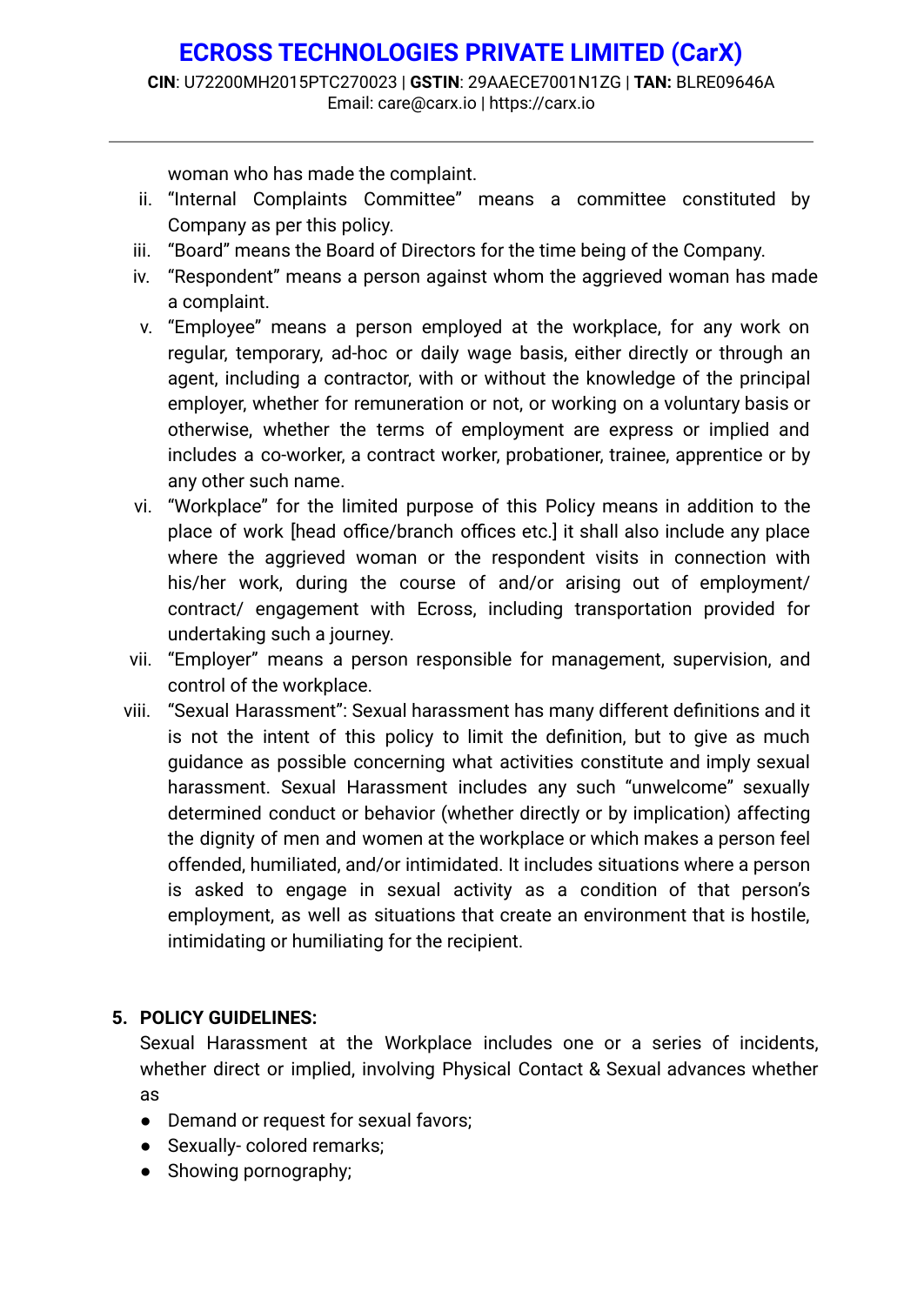woman who has made the complaint.

ii. "Internal Complaints Committee" means a committee constituted by Company as per this policy.
iii. "Board" means the Board of Directors for the time being of the Company.
iv. "Respondent" means a person against whom the aggrieved woman has made a complaint.
v. "Employee" means a person employed at the workplace, for any work on regular, temporary, ad-hoc or daily wage basis, either directly or through an agent, including a contractor, with or without the knowledge of the principal employer, whether for remuneration or not, or working on a voluntary basis or otherwise, whether the terms of employment are express or implied and includes a co-worker, a contract worker, probationer, trainee, apprentice or by any other such name.
vi. "Workplace" for the limited purpose of this Policy means in addition to the place of work [head office/branch offices etc.] it shall also include any place where the aggrieved woman or the respondent visits in connection with his/her work, during the course of and/or arising out of employment/ contract/ engagement with Ecross, including transportation provided for undertaking such a journey.
vii. "Employer" means a person responsible for management, supervision, and control of the workplace.
viii. "Sexual Harassment": Sexual harassment has many different definitions and it is not the intent of this policy to limit the definition, but to give as much guidance as possible concerning what activities constitute and imply sexual harassment. Sexual Harassment includes any such "unwelcome" sexually determined conduct or behavior (whether directly or by implication) affecting the dignity of men and women at the workplace or which makes a person feel offended, humiliated, and/or intimidated. It includes situations where a person is asked to engage in sexual activity as a condition of that person's employment, as well as situations that create an environment that is hostile, intimidating or humiliating for the recipient.

## 5. POLICY GUIDELINES:

Sexual Harassment at the Workplace includes one or a series of incidents, whether direct or implied, involving Physical Contact & Sexual advances whether as

- Demand or request for sexual favors;
- Sexually- colored remarks;
- Showing pornography;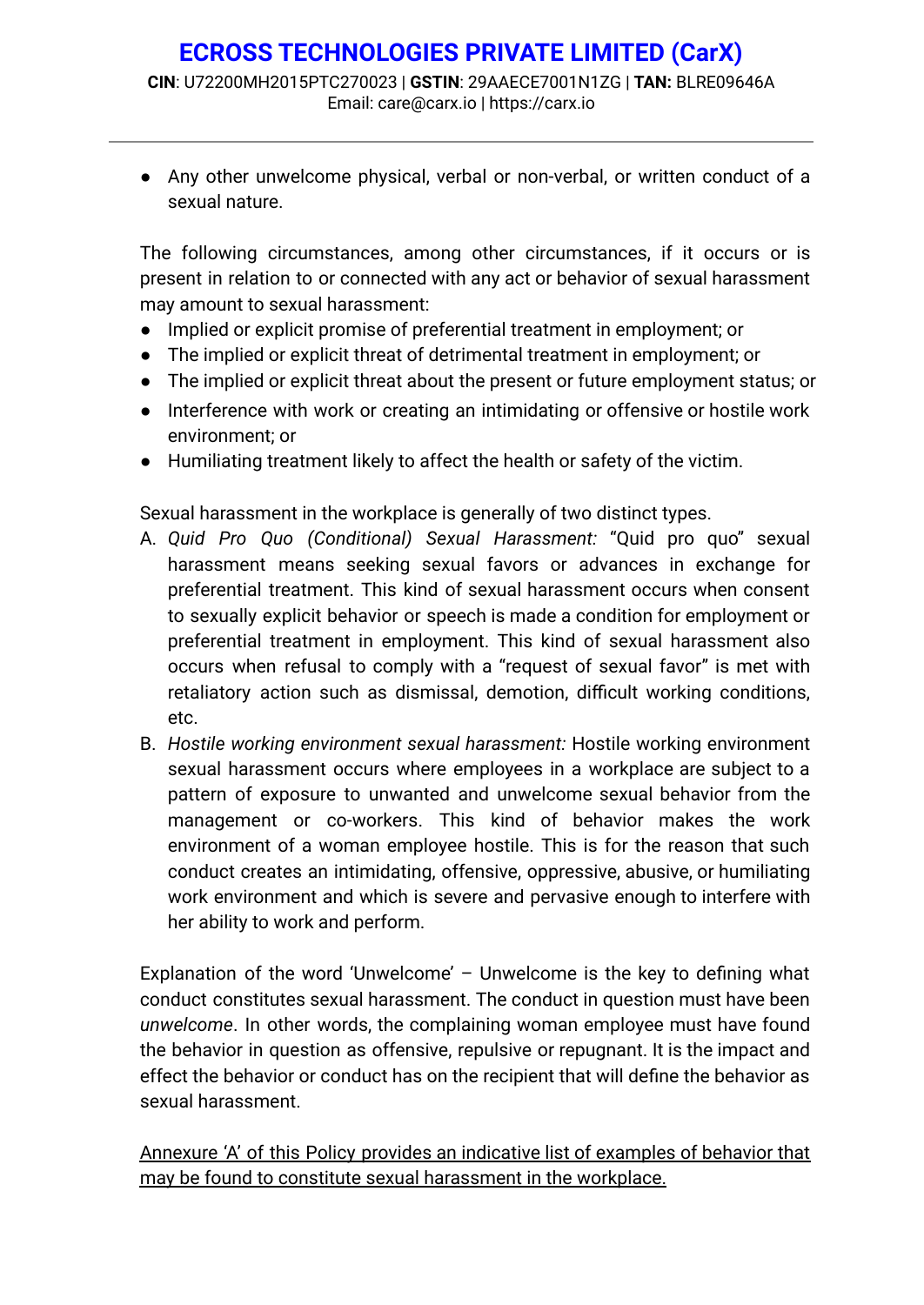- Any other unwelcome physical, verbal or non-verbal, or written conduct of a sexual nature.

The following circumstances, among other circumstances, if it occurs or is present in relation to or connected with any act or behavior of sexual harassment may amount to sexual harassment:

- Implied or explicit promise of preferential treatment in employment; or
- The implied or explicit threat of detrimental treatment in employment; or
- The implied or explicit threat about the present or future employment status; or
- Interference with work or creating an intimidating or offensive or hostile work environment; or
- Humiliating treatment likely to affect the health or safety of the victim.

Sexual harassment in the workplace is generally of two distinct types.

A. *Quid Pro Quo (Conditional) Sexual Harassment:* "Quid pro quo" sexual harassment means seeking sexual favors or advances in exchange for preferential treatment. This kind of sexual harassment occurs when consent to sexually explicit behavior or speech is made a condition for employment or preferential treatment in employment. This kind of sexual harassment also occurs when refusal to comply with a "request of sexual favor" is met with retaliatory action such as dismissal, demotion, difficult working conditions, etc.

B. *Hostile working environment sexual harassment:* Hostile working environment sexual harassment occurs where employees in a workplace are subject to a pattern of exposure to unwanted and unwelcome sexual behavior from the management or co-workers. This kind of behavior makes the work environment of a woman employee hostile. This is for the reason that such conduct creates an intimidating, offensive, oppressive, abusive, or humiliating work environment and which is severe and pervasive enough to interfere with her ability to work and perform.

Explanation of the word 'Unwelcome' – Unwelcome is the key to defining what conduct constitutes sexual harassment. The conduct in question must have been *unwelcome*. In other words, the complaining woman employee must have found the behavior in question as offensive, repulsive or repugnant. It is the impact and effect the behavior or conduct has on the recipient that will define the behavior as sexual harassment.

<u>Annexure 'A' of this Policy provides an indicative list of examples of behavior that may be found to constitute sexual harassment in the workplace.</u>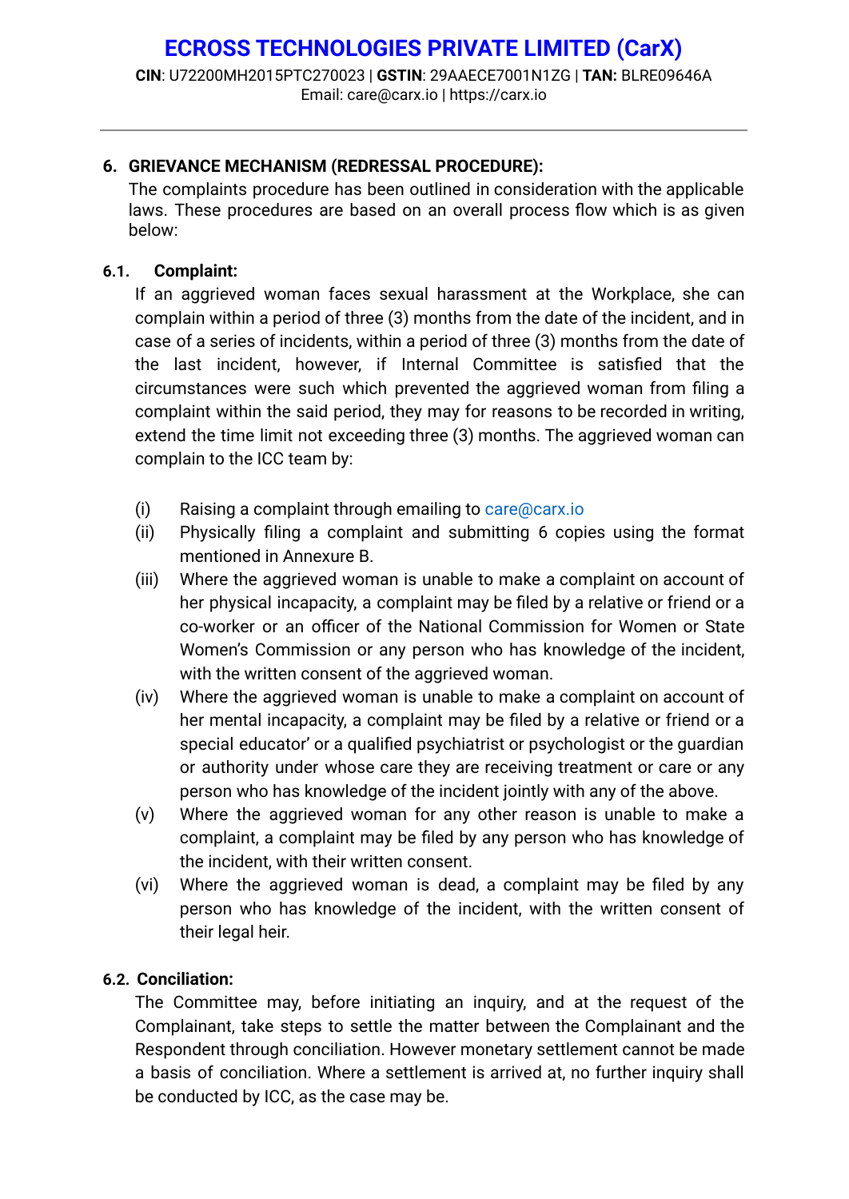## 6. GRIEVANCE MECHANISM (REDRESSAL PROCEDURE):

The complaints procedure has been outlined in consideration with the applicable laws. These procedures are based on an overall process flow which is as given below:

### 6.1. Complaint:

If an aggrieved woman faces sexual harassment at the Workplace, she can complain within a period of three (3) months from the date of the incident, and in case of a series of incidents, within a period of three (3) months from the date of the last incident, however, if Internal Committee is satisfied that the circumstances were such which prevented the aggrieved woman from filing a complaint within the said period, they may for reasons to be recorded in writing, extend the time limit not exceeding three (3) months. The aggrieved woman can complain to the ICC team by:

- (i) Raising a complaint through emailing to care@carx.io
- (ii) Physically filing a complaint and submitting 6 copies using the format mentioned in Annexure B.
- (iii) Where the aggrieved woman is unable to make a complaint on account of her physical incapacity, a complaint may be filed by a relative or friend or a co-worker or an officer of the National Commission for Women or State Women's Commission or any person who has knowledge of the incident, with the written consent of the aggrieved woman.
- (iv) Where the aggrieved woman is unable to make a complaint on account of her mental incapacity, a complaint may be filed by a relative or friend or a special educator' or a qualified psychiatrist or psychologist or the guardian or authority under whose care they are receiving treatment or care or any person who has knowledge of the incident jointly with any of the above.
- (v) Where the aggrieved woman for any other reason is unable to make a complaint, a complaint may be filed by any person who has knowledge of the incident, with their written consent.
- (vi) Where the aggrieved woman is dead, a complaint may be filed by any person who has knowledge of the incident, with the written consent of their legal heir.

### 6.2. Conciliation:

The Committee may, before initiating an inquiry, and at the request of the Complainant, take steps to settle the matter between the Complainant and the Respondent through conciliation. However monetary settlement cannot be made a basis of conciliation. Where a settlement is arrived at, no further inquiry shall be conducted by ICC, as the case may be.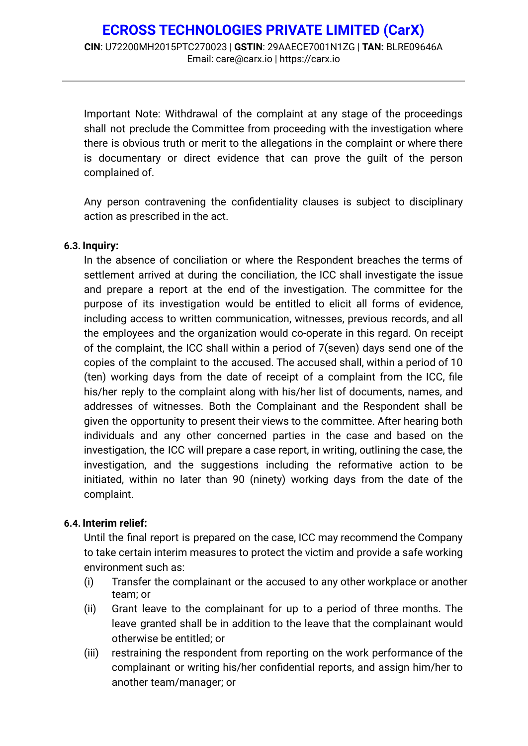Important Note: Withdrawal of the complaint at any stage of the proceedings shall not preclude the Committee from proceeding with the investigation where there is obvious truth or merit to the allegations in the complaint or where there is documentary or direct evidence that can prove the guilt of the person complained of.

Any person contravening the confidentiality clauses is subject to disciplinary action as prescribed in the act.

### 6.3. Inquiry:

In the absence of conciliation or where the Respondent breaches the terms of settlement arrived at during the conciliation, the ICC shall investigate the issue and prepare a report at the end of the investigation. The committee for the purpose of its investigation would be entitled to elicit all forms of evidence, including access to written communication, witnesses, previous records, and all the employees and the organization would co-operate in this regard. On receipt of the complaint, the ICC shall within a period of 7(seven) days send one of the copies of the complaint to the accused. The accused shall, within a period of 10 (ten) working days from the date of receipt of a complaint from the ICC, file his/her reply to the complaint along with his/her list of documents, names, and addresses of witnesses. Both the Complainant and the Respondent shall be given the opportunity to present their views to the committee. After hearing both individuals and any other concerned parties in the case and based on the investigation, the ICC will prepare a case report, in writing, outlining the case, the investigation, and the suggestions including the reformative action to be initiated, within no later than 90 (ninety) working days from the date of the complaint.

### 6.4. Interim relief:

Until the final report is prepared on the case, ICC may recommend the Company to take certain interim measures to protect the victim and provide a safe working environment such as:

(i) Transfer the complainant or the accused to any other workplace or another team; or

(ii) Grant leave to the complainant for up to a period of three months. The leave granted shall be in addition to the leave that the complainant would otherwise be entitled; or

(iii) restraining the respondent from reporting on the work performance of the complainant or writing his/her confidential reports, and assign him/her to another team/manager; or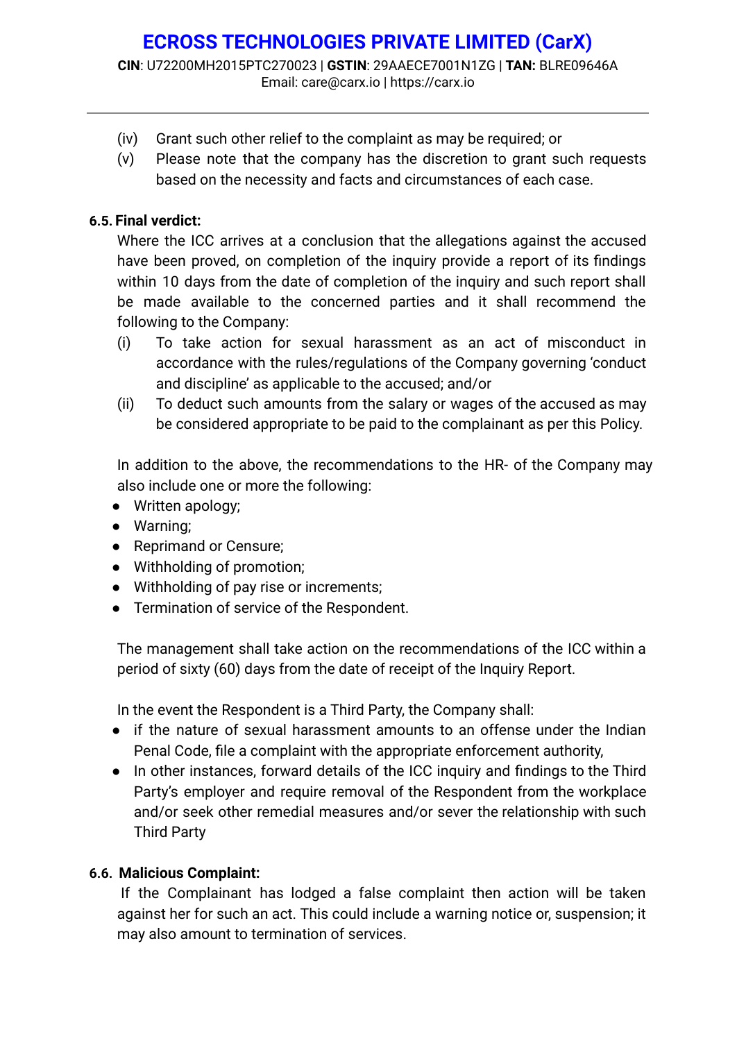(iv) Grant such other relief to the complaint as may be required; or

(v) Please note that the company has the discretion to grant such requests based on the necessity and facts and circumstances of each case.

**6.5. Final verdict:**

Where the ICC arrives at a conclusion that the allegations against the accused have been proved, on completion of the inquiry provide a report of its findings within 10 days from the date of completion of the inquiry and such report shall be made available to the concerned parties and it shall recommend the following to the Company:

(i) To take action for sexual harassment as an act of misconduct in accordance with the rules/regulations of the Company governing 'conduct and discipline' as applicable to the accused; and/or

(ii) To deduct such amounts from the salary or wages of the accused as may be considered appropriate to be paid to the complainant as per this Policy.

In addition to the above, the recommendations to the HR- of the Company may also include one or more the following:

- Written apology;
- Warning;
- Reprimand or Censure;
- Withholding of promotion;
- Withholding of pay rise or increments;
- Termination of service of the Respondent.

The management shall take action on the recommendations of the ICC within a period of sixty (60) days from the date of receipt of the Inquiry Report.

In the event the Respondent is a Third Party, the Company shall:

- if the nature of sexual harassment amounts to an offense under the Indian Penal Code, file a complaint with the appropriate enforcement authority,
- In other instances, forward details of the ICC inquiry and findings to the Third Party's employer and require removal of the Respondent from the workplace and/or seek other remedial measures and/or sever the relationship with such Third Party

**6.6. Malicious Complaint:**

If the Complainant has lodged a false complaint then action will be taken against her for such an act. This could include a warning notice or, suspension; it may also amount to termination of services.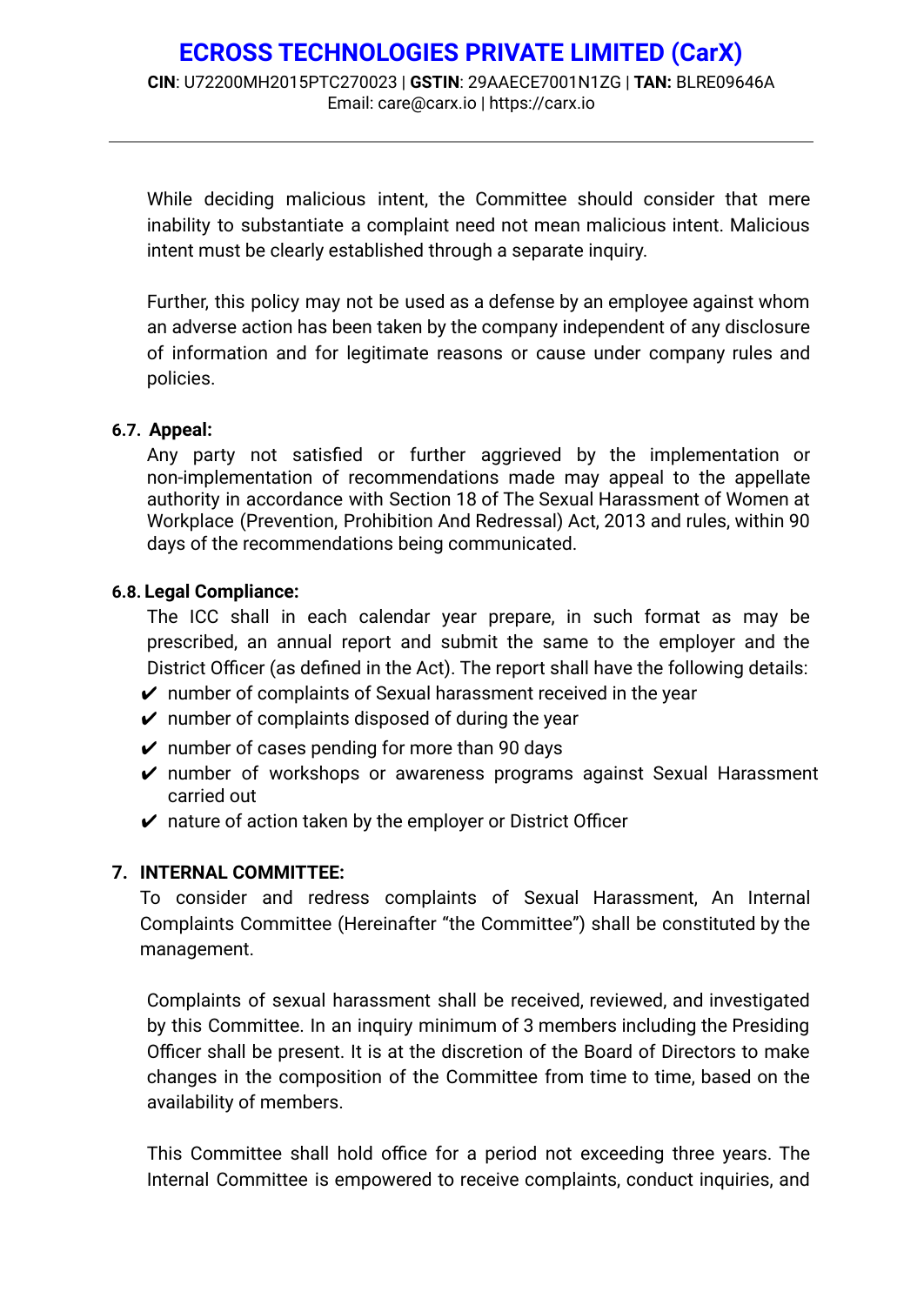While deciding malicious intent, the Committee should consider that mere inability to substantiate a complaint need not mean malicious intent. Malicious intent must be clearly established through a separate inquiry.

Further, this policy may not be used as a defense by an employee against whom an adverse action has been taken by the company independent of any disclosure of information and for legitimate reasons or cause under company rules and policies.

**6.7. Appeal:**

Any party not satisfied or further aggrieved by the implementation or non-implementation of recommendations made may appeal to the appellate authority in accordance with Section 18 of The Sexual Harassment of Women at Workplace (Prevention, Prohibition And Redressal) Act, 2013 and rules, within 90 days of the recommendations being communicated.

**6.8. Legal Compliance:**

The ICC shall in each calendar year prepare, in such format as may be prescribed, an annual report and submit the same to the employer and the District Officer (as defined in the Act). The report shall have the following details:

- ✔ number of complaints of Sexual harassment received in the year
- ✔ number of complaints disposed of during the year
- ✔ number of cases pending for more than 90 days
- ✔ number of workshops or awareness programs against Sexual Harassment carried out
- ✔ nature of action taken by the employer or District Officer

## 7. INTERNAL COMMITTEE:

To consider and redress complaints of Sexual Harassment, An Internal Complaints Committee (Hereinafter "the Committee") shall be constituted by the management.

Complaints of sexual harassment shall be received, reviewed, and investigated by this Committee. In an inquiry minimum of 3 members including the Presiding Officer shall be present. It is at the discretion of the Board of Directors to make changes in the composition of the Committee from time to time, based on the availability of members.

This Committee shall hold office for a period not exceeding three years. The Internal Committee is empowered to receive complaints, conduct inquiries, and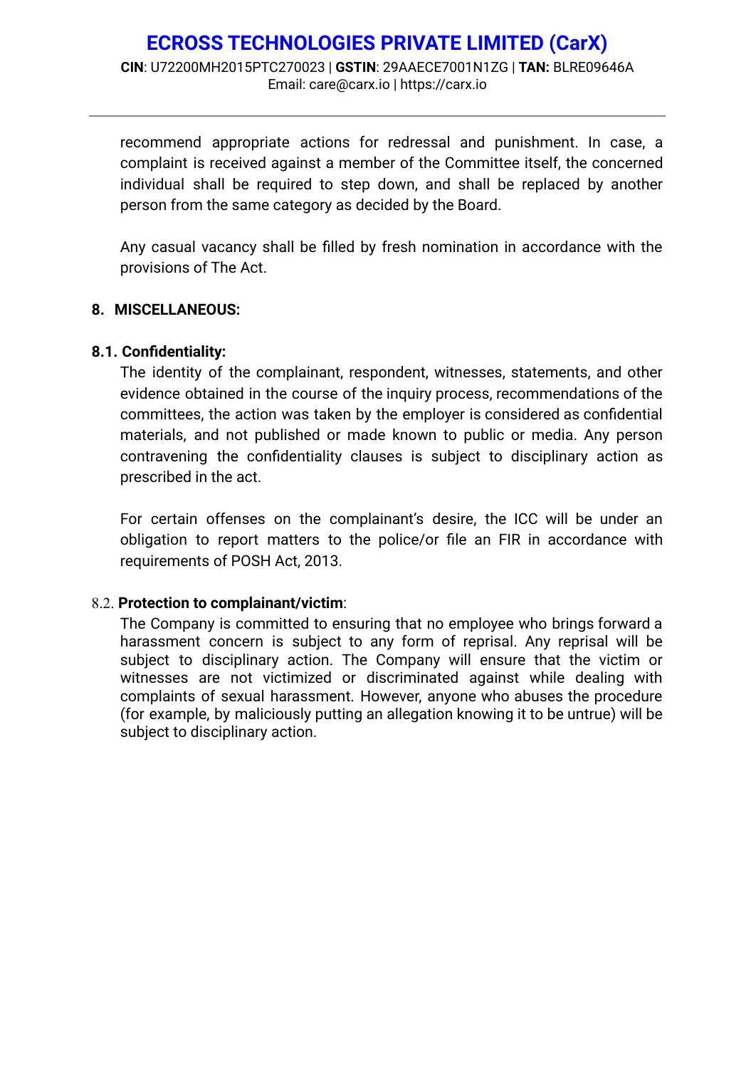recommend appropriate actions for redressal and punishment. In case, a complaint is received against a member of the Committee itself, the concerned individual shall be required to step down, and shall be replaced by another person from the same category as decided by the Board.

Any casual vacancy shall be filled by fresh nomination in accordance with the provisions of The Act.

## 8. MISCELLANEOUS:

### 8.1. Confidentiality:

The identity of the complainant, respondent, witnesses, statements, and other evidence obtained in the course of the inquiry process, recommendations of the committees, the action was taken by the employer is considered as confidential materials, and not published or made known to public or media. Any person contravening the confidentiality clauses is subject to disciplinary action as prescribed in the act.

For certain offenses on the complainant's desire, the ICC will be under an obligation to report matters to the police/or file an FIR in accordance with requirements of POSH Act, 2013.

### 8.2. Protection to complainant/victim:

The Company is committed to ensuring that no employee who brings forward a harassment concern is subject to any form of reprisal. Any reprisal will be subject to disciplinary action. The Company will ensure that the victim or witnesses are not victimized or discriminated against while dealing with complaints of sexual harassment. However, anyone who abuses the procedure (for example, by maliciously putting an allegation knowing it to be untrue) will be subject to disciplinary action.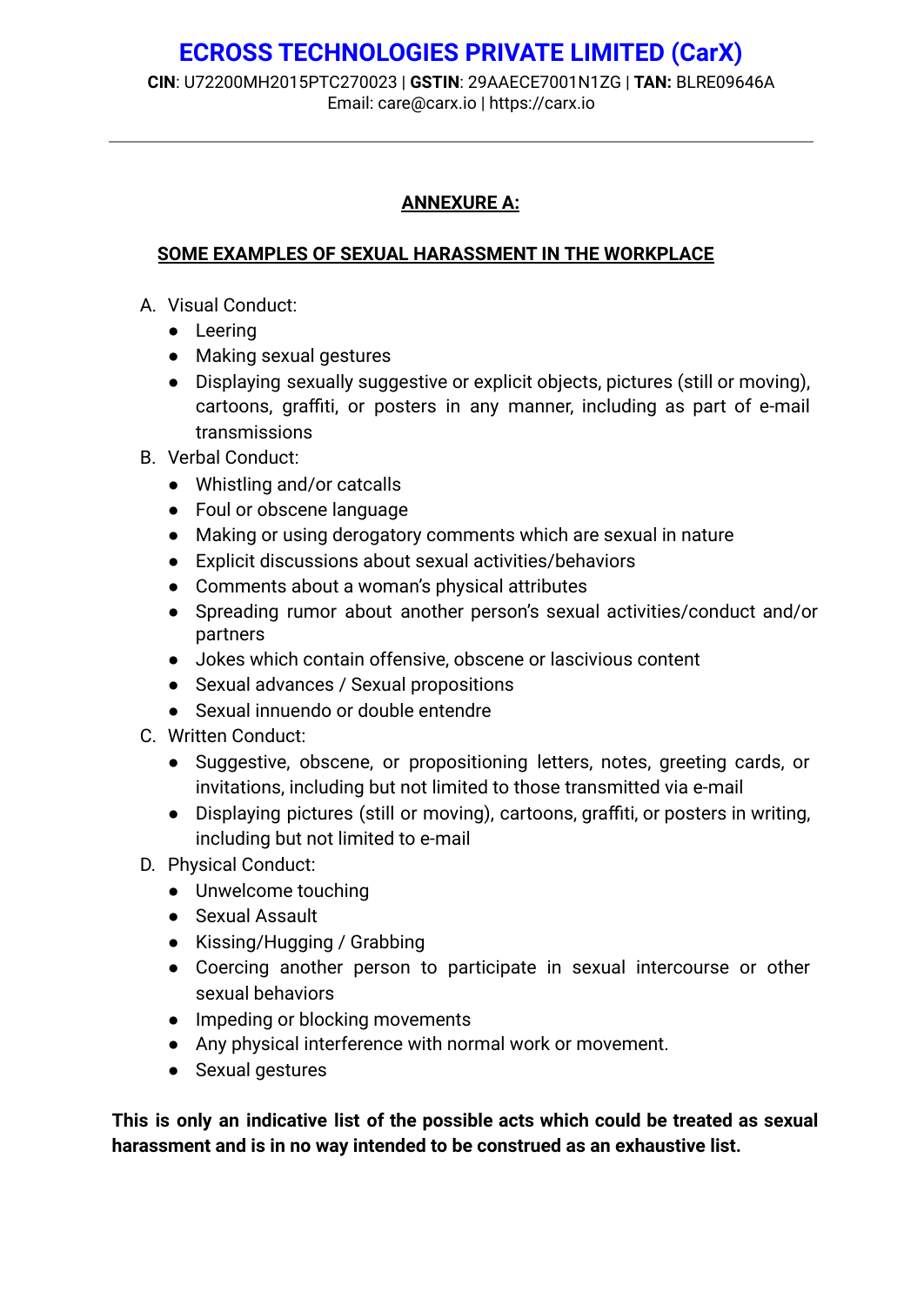## ANNEXURE A:

### SOME EXAMPLES OF SEXUAL HARASSMENT IN THE WORKPLACE

A. Visual Conduct:
   - Leering
   - Making sexual gestures
   - Displaying sexually suggestive or explicit objects, pictures (still or moving), cartoons, graffiti, or posters in any manner, including as part of e-mail transmissions

B. Verbal Conduct:
   - Whistling and/or catcalls
   - Foul or obscene language
   - Making or using derogatory comments which are sexual in nature
   - Explicit discussions about sexual activities/behaviors
   - Comments about a woman's physical attributes
   - Spreading rumor about another person's sexual activities/conduct and/or partners
   - Jokes which contain offensive, obscene or lascivious content
   - Sexual advances / Sexual propositions
   - Sexual innuendo or double entendre

C. Written Conduct:
   - Suggestive, obscene, or propositioning letters, notes, greeting cards, or invitations, including but not limited to those transmitted via e-mail
   - Displaying pictures (still or moving), cartoons, graffiti, or posters in writing, including but not limited to e-mail

D. Physical Conduct:
   - Unwelcome touching
   - Sexual Assault
   - Kissing/Hugging / Grabbing
   - Coercing another person to participate in sexual intercourse or other sexual behaviors
   - Impeding or blocking movements
   - Any physical interference with normal work or movement.
   - Sexual gestures

**This is only an indicative list of the possible acts which could be treated as sexual harassment and is in no way intended to be construed as an exhaustive list.**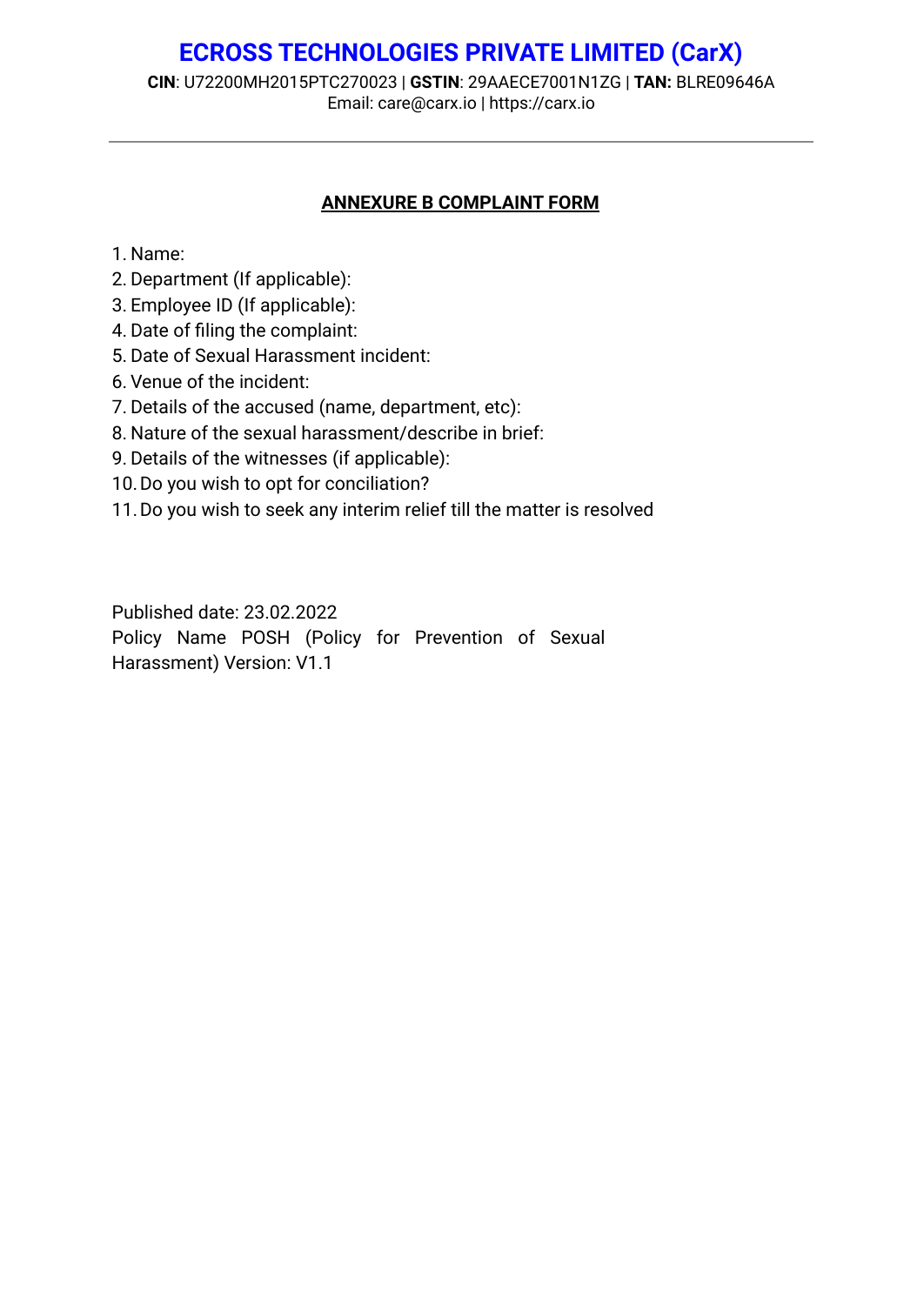# ECROSS TECHNOLOGIES PRIVATE LIMITED (CarX)

**CIN**: U72200MH2015PTC270023 | **GSTIN**: 29AAECE7001N1ZG | **TAN:** BLRE09646A
Email: care@carx.io | https://carx.io

---

## ANNEXURE B COMPLAINT FORM

1. Name:
2. Department (If applicable):
3. Employee ID (If applicable):
4. Date of filing the complaint:
5. Date of Sexual Harassment incident:
6. Venue of the incident:
7. Details of the accused (name, department, etc):
8. Nature of the sexual harassment/describe in brief:
9. Details of the witnesses (if applicable):
10. Do you wish to opt for conciliation?
11. Do you wish to seek any interim relief till the matter is resolved

Published date: 23.02.2022
Policy Name POSH (Policy for Prevention of Sexual Harassment) Version: V1.1